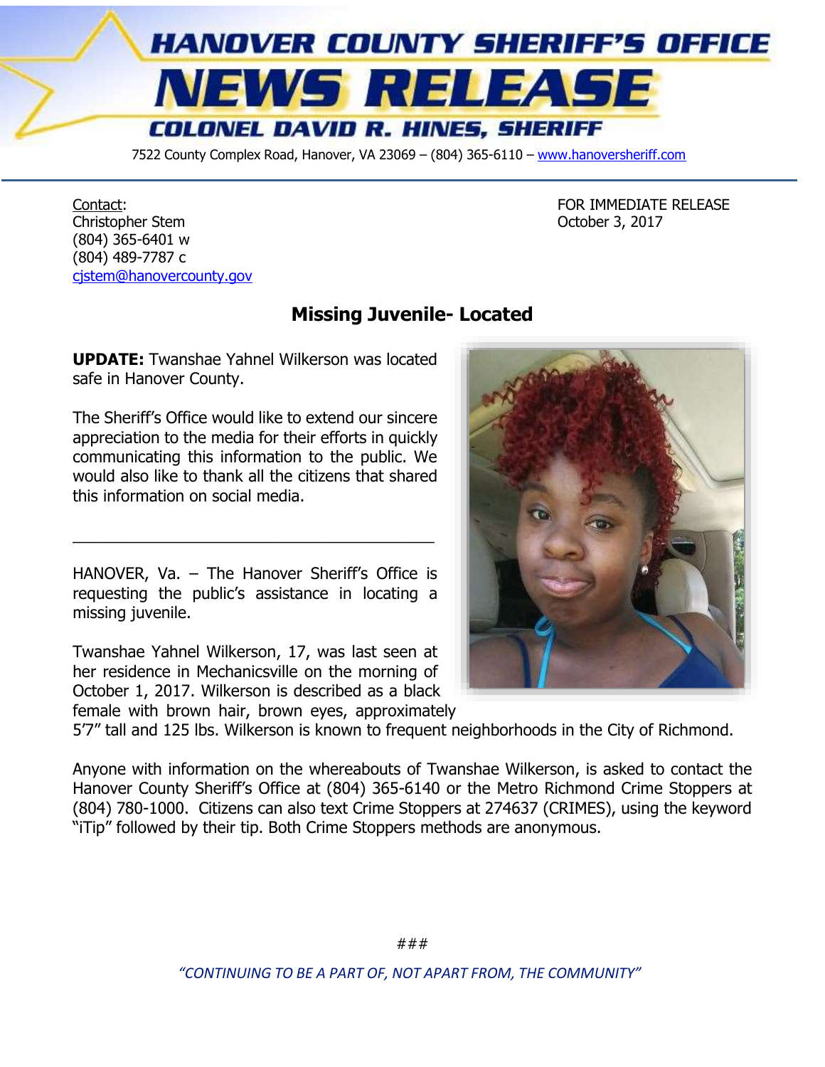# HANOVER COUNTY SHERIFF'S OFFICE
# NEWS RELEASE
### COLONEL DAVID R. HINES, SHERIFF

7522 County Complex Road, Hanover, VA 23069 – (804) 365-6110 – www.hanoversheriff.com

Contact:
Christopher Stem
(804) 365-6401 w
(804) 489-7787 c
cjstem@hanovercounty.gov

FOR IMMEDIATE RELEASE
October 3, 2017

## Missing Juvenile- Located

**UPDATE:** Twanshae Yahnel Wilkerson was located safe in Hanover County.

The Sheriff's Office would like to extend our sincere appreciation to the media for their efforts in quickly communicating this information to the public. We would also like to thank all the citizens that shared this information on social media.

---

HANOVER, Va. – The Hanover Sheriff's Office is requesting the public's assistance in locating a missing juvenile.

Twanshae Yahnel Wilkerson, 17, was last seen at her residence in Mechanicsville on the morning of October 1, 2017. Wilkerson is described as a black female with brown hair, brown eyes, approximately 5'7" tall and 125 lbs. Wilkerson is known to frequent neighborhoods in the City of Richmond.

Anyone with information on the whereabouts of Twanshae Wilkerson, is asked to contact the Hanover County Sheriff's Office at (804) 365-6140 or the Metro Richmond Crime Stoppers at (804) 780-1000. Citizens can also text Crime Stoppers at 274637 (CRIMES), using the keyword "iTip" followed by their tip. Both Crime Stoppers methods are anonymous.

###

*"CONTINUING TO BE A PART OF, NOT APART FROM, THE COMMUNITY"*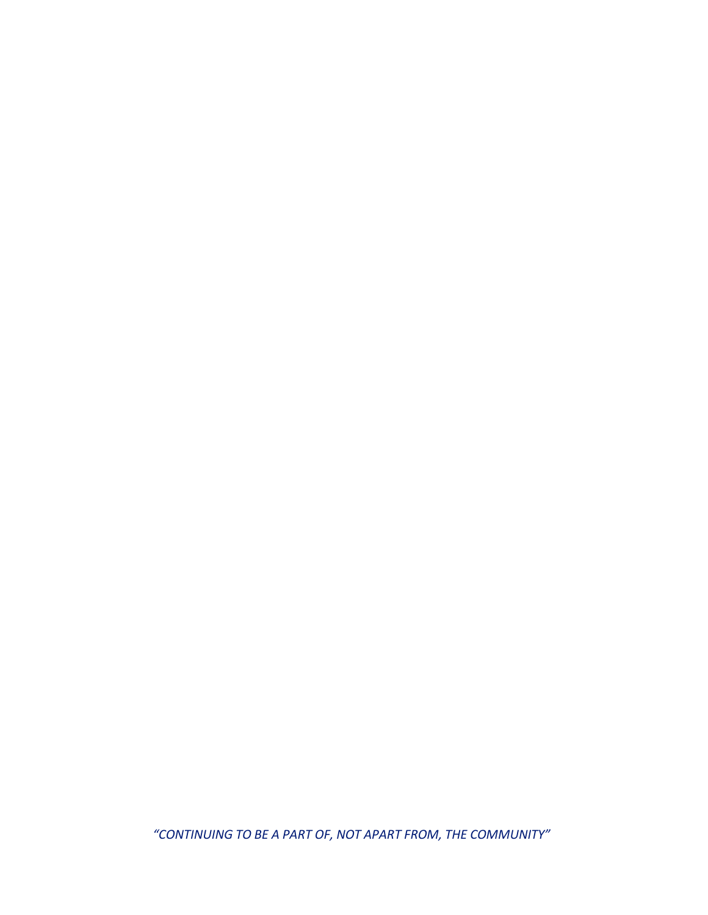*"CONTINUING TO BE A PART OF, NOT APART FROM, THE COMMUNITY"*